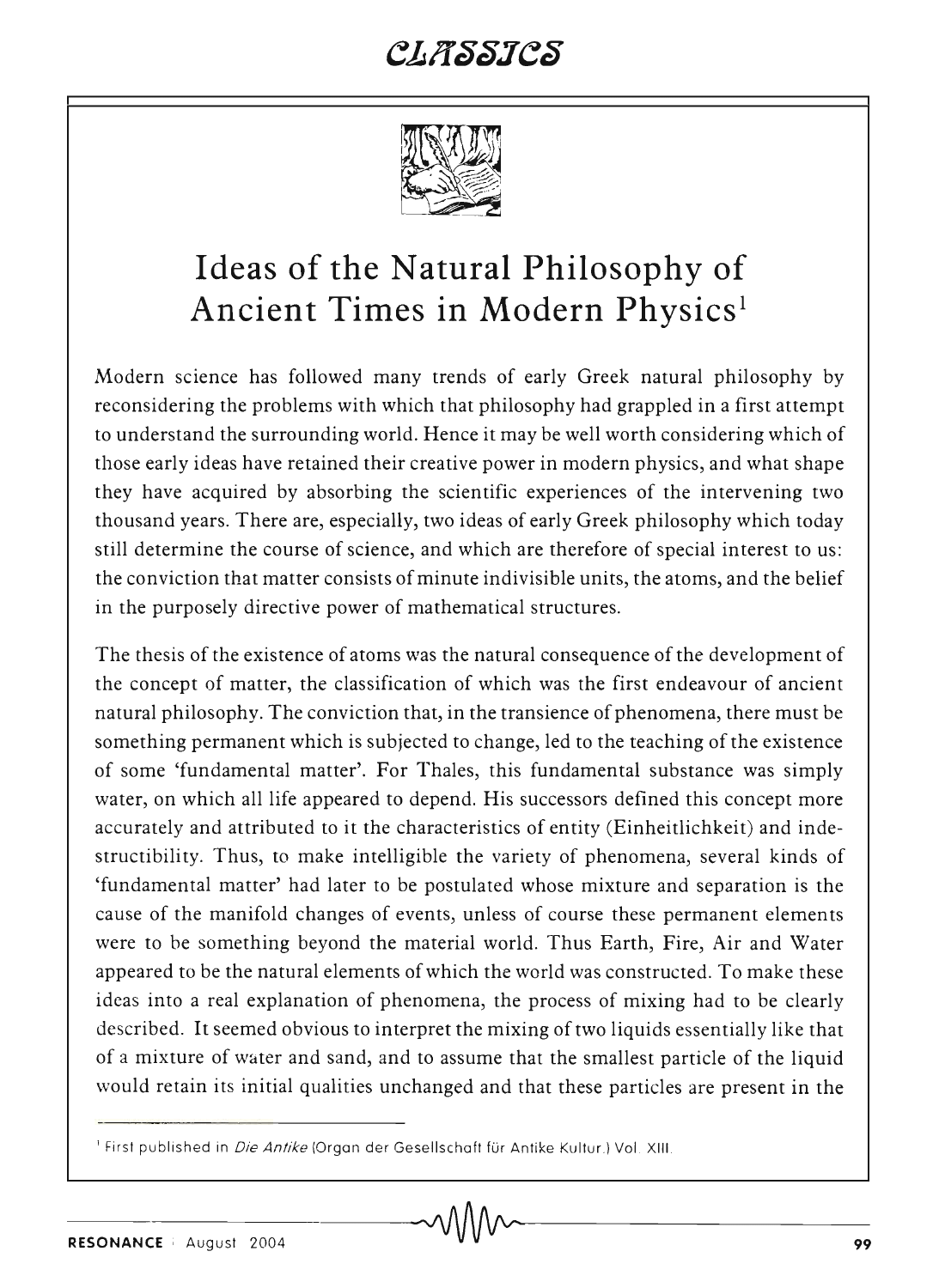# Ideas of the Natural Philosophy of Ancient Times in Modern Physics[1]

Modern science has followed many trends of early Greek natural philosophy by reconsidering the problems with which that philosophy had grappled in a first attempt to understand the surrounding world. Hence it may be well worth considering which of those early ideas have retained their creative power in modern physics, and what shape they have acquired by absorbing the scientific experiences of the intervening two thousand years. There are, especially, two ideas of early Greek philosophy which today still determine the course of science, and which are therefore of special interest to us: the conviction that matter consists of minute indivisible units, the atoms, and the belief in the purposely directive power of mathematical structures.

The thesis of the existence of atoms was the natural consequence of the development of the concept of matter, the classification of which was the first endeavour of ancient natural philosophy. The conviction that, in the transience of phenomena, there must be something permanent which is subjected to change, led to the teaching of the existence of some 'fundamental matter'. For Thales, this fundamental substance was simply water, on which all life appeared to depend. His successors defined this concept more accurately and attributed to it the characteristics of entity (Einheitlichkeit) and indestructibility. Thus, to make intelligible the variety of phenomena, several kinds of 'fundamental matter' had later to be postulated whose mixture and separation is the cause of the manifold changes of events, unless of course these permanent elements were to be something beyond the material world. Thus Earth, Fire, Air and Water appeared to be the natural elements of which the world was constructed. To make these ideas into a real explanation of phenomena, the process of mixing had to be clearly described. It seemed obvious to interpret the mixing of two liquids essentially like that of a mixture of water and sand, and to assume that the smallest particle of the liquid would retain its initial qualities unchanged and that these particles are present in the

[1] First published in *Die Antike* (Organ der Gesellschaft für Antike Kultur.) Vol. XIII.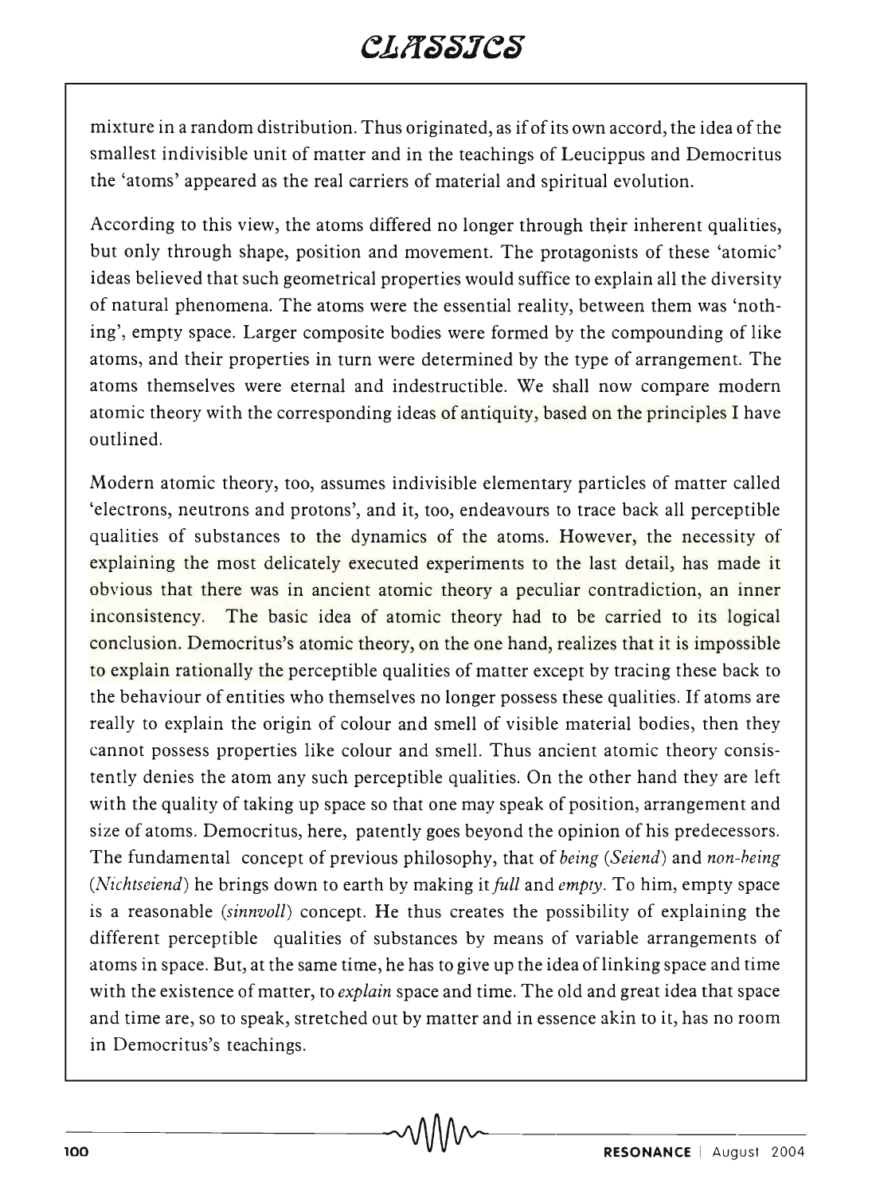mixture in a random distribution. Thus originated, as if of its own accord, the idea of the smallest indivisible unit of matter and in the teachings of Leucippus and Democritus the 'atoms' appeared as the real carriers of material and spiritual evolution.

According to this view, the atoms differed no longer through their inherent qualities, but only through shape, position and movement. The protagonists of these 'atomic' ideas believed that such geometrical properties would suffice to explain all the diversity of natural phenomena. The atoms were the essential reality, between them was 'nothing', empty space. Larger composite bodies were formed by the compounding of like atoms, and their properties in turn were determined by the type of arrangement. The atoms themselves were eternal and indestructible. We shall now compare modern atomic theory with the corresponding ideas of antiquity, based on the principles I have outlined.

Modern atomic theory, too, assumes indivisible elementary particles of matter called 'electrons, neutrons and protons', and it, too, endeavours to trace back all perceptible qualities of substances to the dynamics of the atoms. However, the necessity of explaining the most delicately executed experiments to the last detail, has made it obvious that there was in ancient atomic theory a peculiar contradiction, an inner inconsistency. The basic idea of atomic theory had to be carried to its logical conclusion. Democritus's atomic theory, on the one hand, realizes that it is impossible to explain rationally the perceptible qualities of matter except by tracing these back to the behaviour of entities who themselves no longer possess these qualities. If atoms are really to explain the origin of colour and smell of visible material bodies, then they cannot possess properties like colour and smell. Thus ancient atomic theory consistently denies the atom any such perceptible qualities. On the other hand they are left with the quality of taking up space so that one may speak of position, arrangement and size of atoms. Democritus, here, patently goes beyond the opinion of his predecessors. The fundamental concept of previous philosophy, that of *being* (*Seiend*) and *non-being* (*Nichtseiend*) he brings down to earth by making it *full* and *empty*. To him, empty space is a reasonable (*sinnvoll*) concept. He thus creates the possibility of explaining the different perceptible qualities of substances by means of variable arrangements of atoms in space. But, at the same time, he has to give up the idea of linking space and time with the existence of matter, to *explain* space and time. The old and great idea that space and time are, so to speak, stretched out by matter and in essence akin to it, has no room in Democritus's teachings.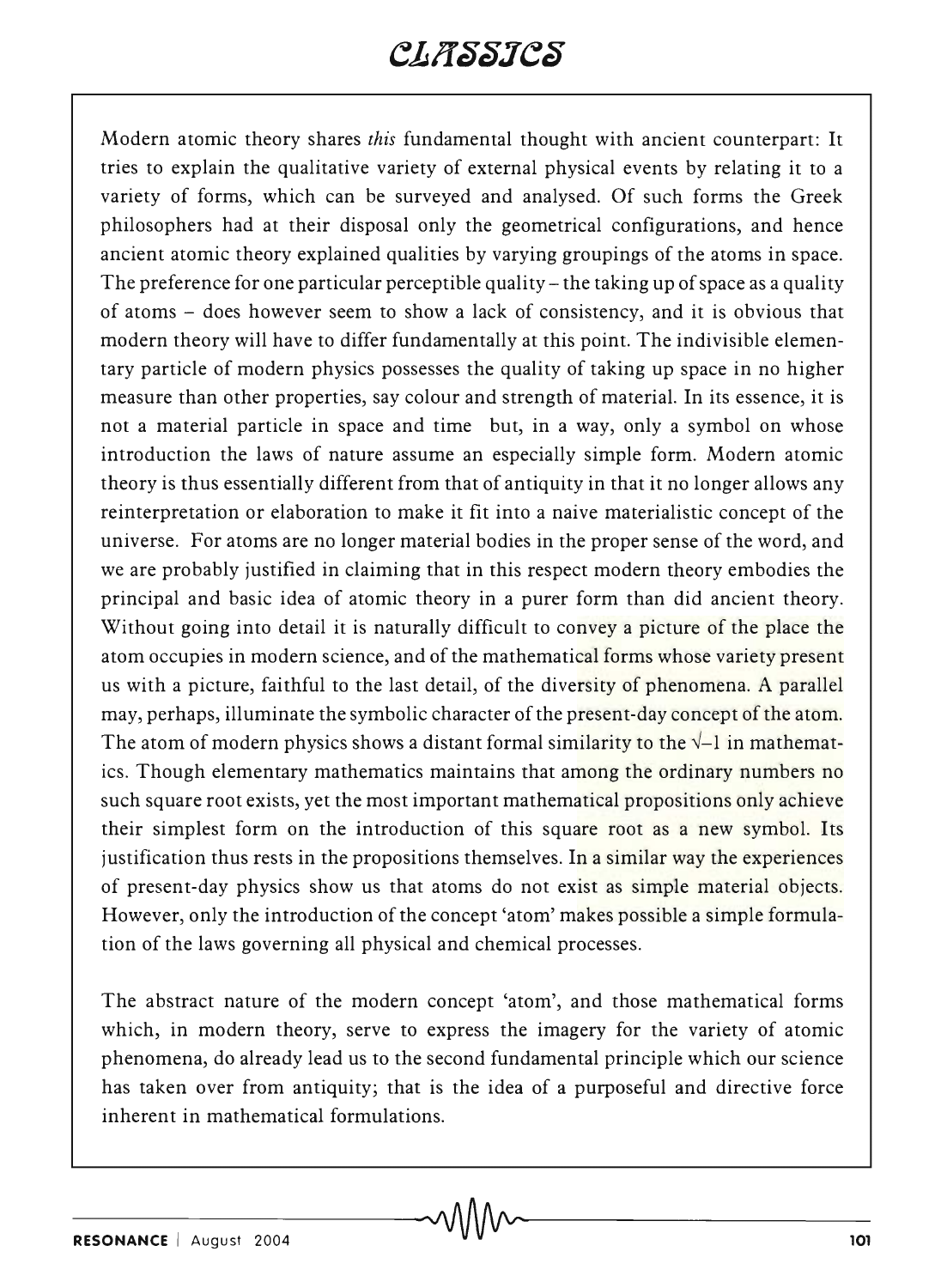Modern atomic theory shares *this* fundamental thought with ancient counterpart: It tries to explain the qualitative variety of external physical events by relating it to a variety of forms, which can be surveyed and analysed. Of such forms the Greek philosophers had at their disposal only the geometrical configurations, and hence ancient atomic theory explained qualities by varying groupings of the atoms in space. The preference for one particular perceptible quality – the taking up of space as a quality of atoms – does however seem to show a lack of consistency, and it is obvious that modern theory will have to differ fundamentally at this point. The indivisible elementary particle of modern physics possesses the quality of taking up space in no higher measure than other properties, say colour and strength of material. In its essence, it is not a material particle in space and time but, in a way, only a symbol on whose introduction the laws of nature assume an especially simple form. Modern atomic theory is thus essentially different from that of antiquity in that it no longer allows any reinterpretation or elaboration to make it fit into a naive materialistic concept of the universe. For atoms are no longer material bodies in the proper sense of the word, and we are probably justified in claiming that in this respect modern theory embodies the principal and basic idea of atomic theory in a purer form than did ancient theory. Without going into detail it is naturally difficult to convey a picture of the place the atom occupies in modern science, and of the mathematical forms whose variety present us with a picture, faithful to the last detail, of the diversity of phenomena. A parallel may, perhaps, illuminate the symbolic character of the present-day concept of the atom. The atom of modern physics shows a distant formal similarity to the $\sqrt{-1}$ in mathematics. Though elementary mathematics maintains that among the ordinary numbers no such square root exists, yet the most important mathematical propositions only achieve their simplest form on the introduction of this square root as a new symbol. Its justification thus rests in the propositions themselves. In a similar way the experiences of present-day physics show us that atoms do not exist as simple material objects. However, only the introduction of the concept 'atom' makes possible a simple formulation of the laws governing all physical and chemical processes.

The abstract nature of the modern concept 'atom', and those mathematical forms which, in modern theory, serve to express the imagery for the variety of atomic phenomena, do already lead us to the second fundamental principle which our science has taken over from antiquity; that is the idea of a purposeful and directive force inherent in mathematical formulations.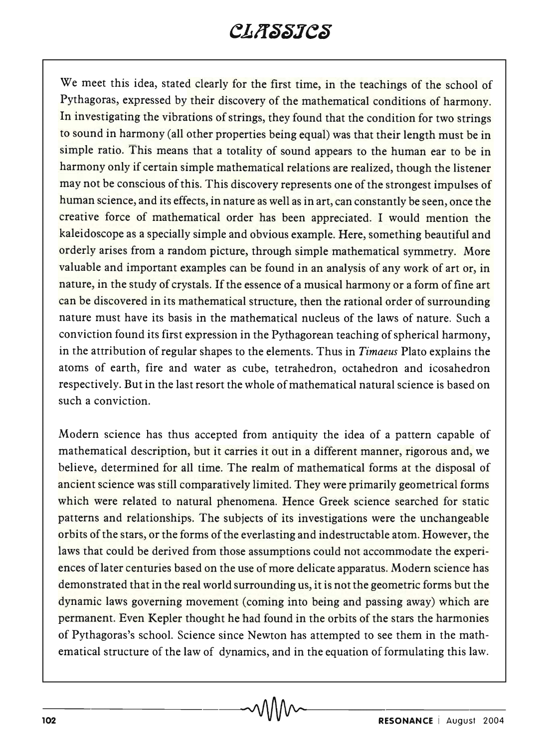We meet this idea, stated clearly for the first time, in the teachings of the school of Pythagoras, expressed by their discovery of the mathematical conditions of harmony. In investigating the vibrations of strings, they found that the condition for two strings to sound in harmony (all other properties being equal) was that their length must be in simple ratio. This means that a totality of sound appears to the human ear to be in harmony only if certain simple mathematical relations are realized, though the listener may not be conscious of this. This discovery represents one of the strongest impulses of human science, and its effects, in nature as well as in art, can constantly be seen, once the creative force of mathematical order has been appreciated. I would mention the kaleidoscope as a specially simple and obvious example. Here, something beautiful and orderly arises from a random picture, through simple mathematical symmetry. More valuable and important examples can be found in an analysis of any work of art or, in nature, in the study of crystals. If the essence of a musical harmony or a form of fine art can be discovered in its mathematical structure, then the rational order of surrounding nature must have its basis in the mathematical nucleus of the laws of nature. Such a conviction found its first expression in the Pythagorean teaching of spherical harmony, in the attribution of regular shapes to the elements. Thus in *Timaeus* Plato explains the atoms of earth, fire and water as cube, tetrahedron, octahedron and icosahedron respectively. But in the last resort the whole of mathematical natural science is based on such a conviction.

Modern science has thus accepted from antiquity the idea of a pattern capable of mathematical description, but it carries it out in a different manner, rigorous and, we believe, determined for all time. The realm of mathematical forms at the disposal of ancient science was still comparatively limited. They were primarily geometrical forms which were related to natural phenomena. Hence Greek science searched for static patterns and relationships. The subjects of its investigations were the unchangeable orbits of the stars, or the forms of the everlasting and indestructable atom. However, the laws that could be derived from those assumptions could not accommodate the experiences of later centuries based on the use of more delicate apparatus. Modern science has demonstrated that in the real world surrounding us, it is not the geometric forms but the dynamic laws governing movement (coming into being and passing away) which are permanent. Even Kepler thought he had found in the orbits of the stars the harmonies of Pythagoras's school. Science since Newton has attempted to see them in the mathematical structure of the law of dynamics, and in the equation of formulating this law.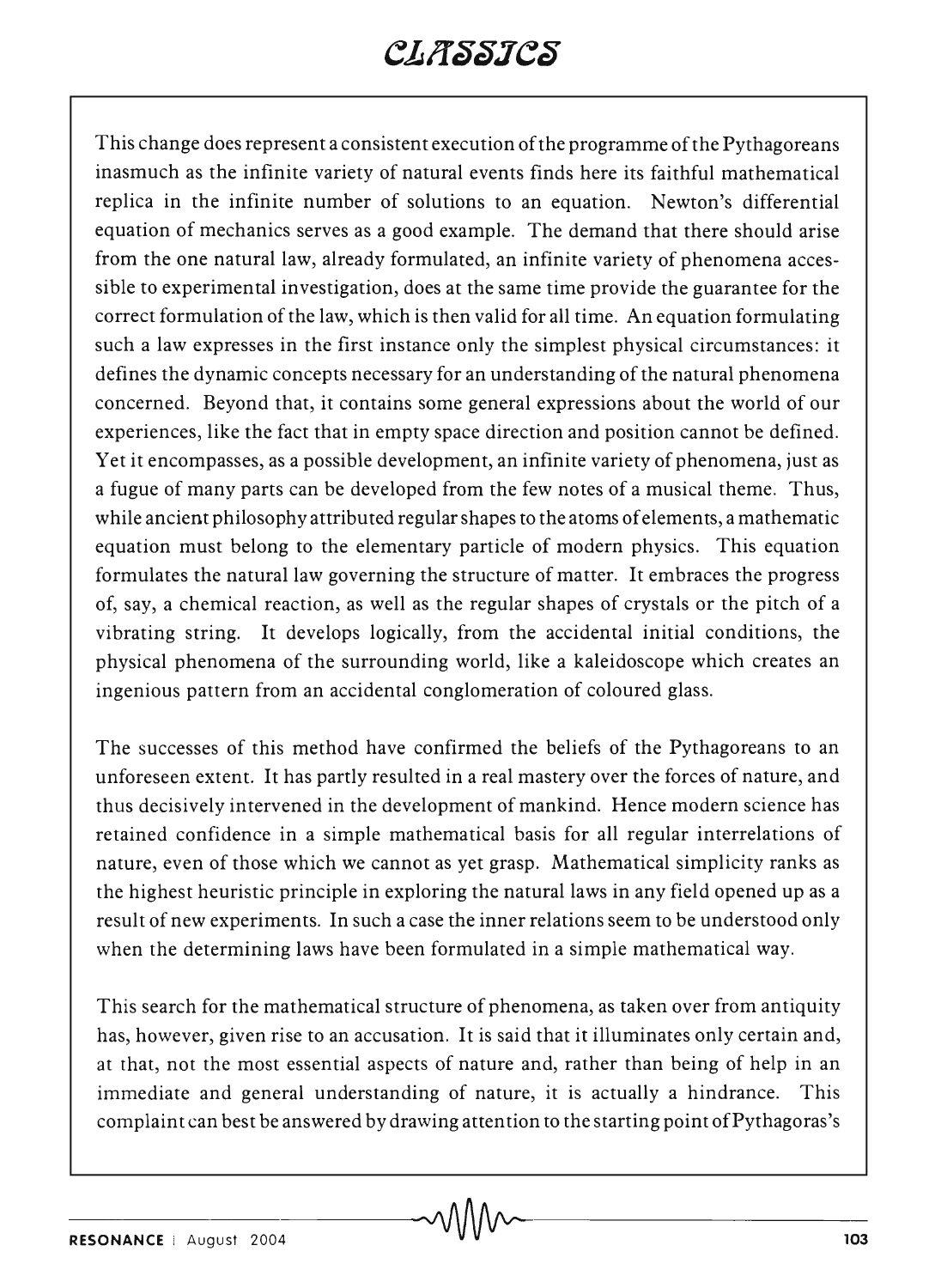This change does represent a consistent execution of the programme of the Pythagoreans inasmuch as the infinite variety of natural events finds here its faithful mathematical replica in the infinite number of solutions to an equation. Newton's differential equation of mechanics serves as a good example. The demand that there should arise from the one natural law, already formulated, an infinite variety of phenomena accessible to experimental investigation, does at the same time provide the guarantee for the correct formulation of the law, which is then valid for all time. An equation formulating such a law expresses in the first instance only the simplest physical circumstances: it defines the dynamic concepts necessary for an understanding of the natural phenomena concerned. Beyond that, it contains some general expressions about the world of our experiences, like the fact that in empty space direction and position cannot be defined. Yet it encompasses, as a possible development, an infinite variety of phenomena, just as a fugue of many parts can be developed from the few notes of a musical theme. Thus, while ancient philosophy attributed regular shapes to the atoms of elements, a mathematic equation must belong to the elementary particle of modern physics. This equation formulates the natural law governing the structure of matter. It embraces the progress of, say, a chemical reaction, as well as the regular shapes of crystals or the pitch of a vibrating string. It develops logically, from the accidental initial conditions, the physical phenomena of the surrounding world, like a kaleidoscope which creates an ingenious pattern from an accidental conglomeration of coloured glass.

The successes of this method have confirmed the beliefs of the Pythagoreans to an unforeseen extent. It has partly resulted in a real mastery over the forces of nature, and thus decisively intervened in the development of mankind. Hence modern science has retained confidence in a simple mathematical basis for all regular interrelations of nature, even of those which we cannot as yet grasp. Mathematical simplicity ranks as the highest heuristic principle in exploring the natural laws in any field opened up as a result of new experiments. In such a case the inner relations seem to be understood only when the determining laws have been formulated in a simple mathematical way.

This search for the mathematical structure of phenomena, as taken over from antiquity has, however, given rise to an accusation. It is said that it illuminates only certain and, at that, not the most essential aspects of nature and, rather than being of help in an immediate and general understanding of nature, it is actually a hindrance. This complaint can best be answered by drawing attention to the starting point of Pythagoras's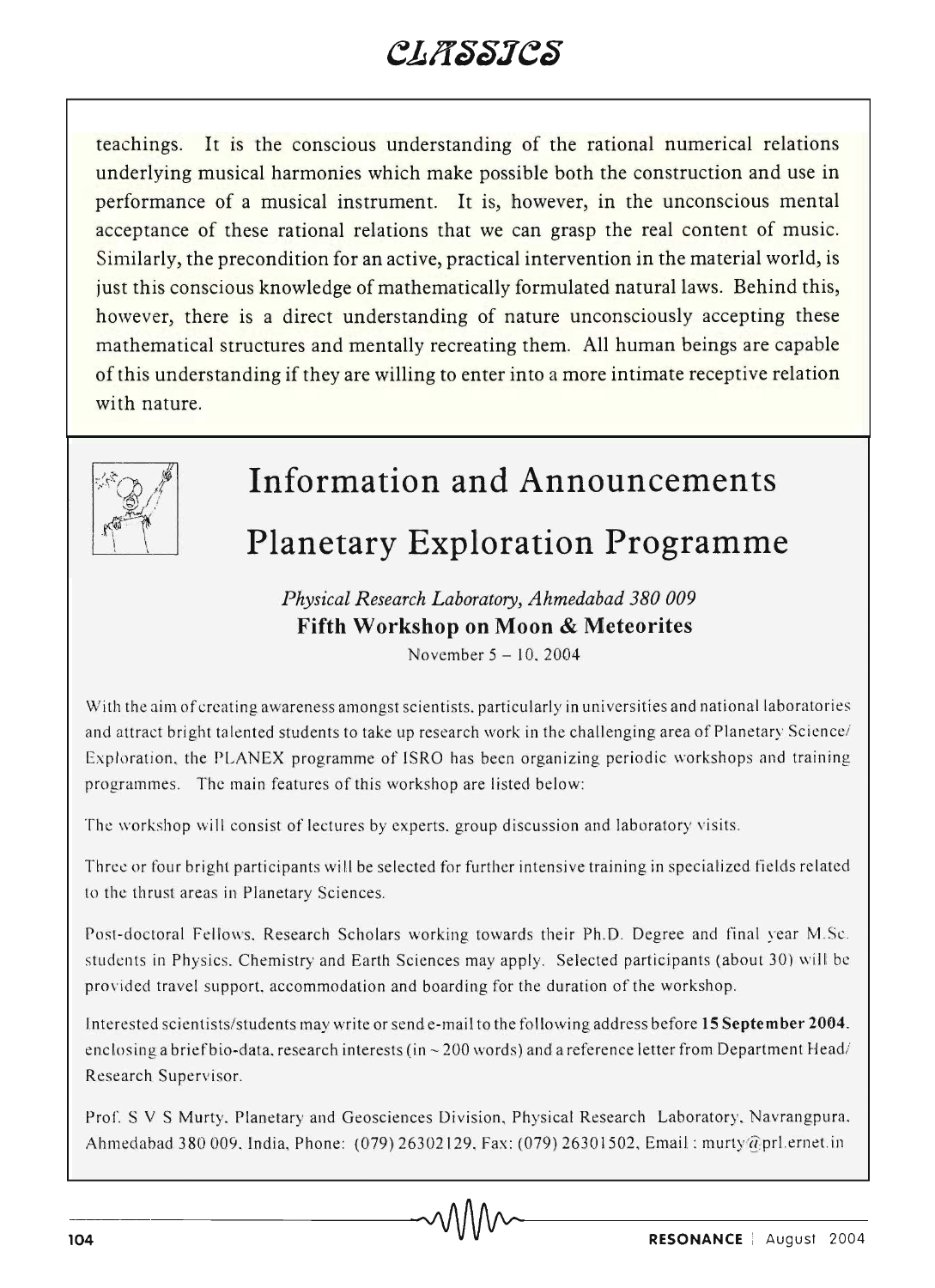teachings. It is the conscious understanding of the rational numerical relations underlying musical harmonies which make possible both the construction and use in performance of a musical instrument. It is, however, in the unconscious mental acceptance of these rational relations that we can grasp the real content of music. Similarly, the precondition for an active, practical intervention in the material world, is just this conscious knowledge of mathematically formulated natural laws. Behind this, however, there is a direct understanding of nature unconsciously accepting these mathematical structures and mentally recreating them. All human beings are capable of this understanding if they are willing to enter into a more intimate receptive relation with nature.

# Information and Announcements

# Planetary Exploration Programme

*Physical Research Laboratory, Ahmedabad 380 009*

**Fifth Workshop on Moon & Meteorites**

November 5 – 10, 2004

With the aim of creating awareness amongst scientists, particularly in universities and national laboratories and attract bright talented students to take up research work in the challenging area of Planetary Science/Exploration, the PLANEX programme of ISRO has been organizing periodic workshops and training programmes. The main features of this workshop are listed below:

The workshop will consist of lectures by experts, group discussion and laboratory visits.

Three or four bright participants will be selected for further intensive training in specialized fields related to the thrust areas in Planetary Sciences.

Post-doctoral Fellows, Research Scholars working towards their Ph.D. Degree and final year M.Sc. students in Physics, Chemistry and Earth Sciences may apply. Selected participants (about 30) will be provided travel support, accommodation and boarding for the duration of the workshop.

Interested scientists/students may write or send e-mail to the following address before **15 September 2004**, enclosing a brief bio-data, research interests (in ~ 200 words) and a reference letter from Department Head/Research Supervisor.

Prof. S V S Murty, Planetary and Geosciences Division, Physical Research Laboratory, Navrangpura, Ahmedabad 380 009, India, Phone: (079) 26302129, Fax: (079) 26301502, Email : murty@prl.ernet.in